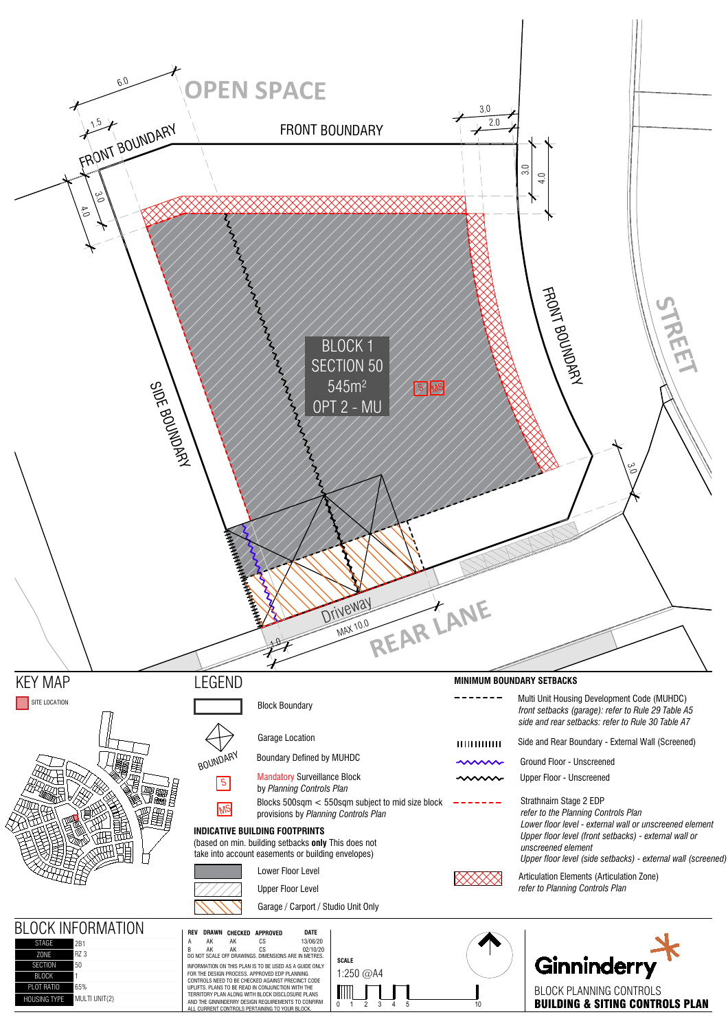OPEN SPACE

FRONT BOUNDARY

FRONT BOUNDARY

FRONT BOUNDARY

SIDE BOUNDARY

STREET

REAR LANE

BLOCK 1
SECTION 50
545m²
OPT 2 - MU

S MS

Driveway
MAX 10.0

6.0 1.5 3.0 4.0 3.0 2.0 3.0 4.0 3.0 1.0

## KEY MAP

SITE LOCATION

## LEGEND

- Block Boundary
- Garage Location
- BOUNDARY — Boundary Defined by MUHDC
- S — Mandatory Surveillance Block by *Planning Controls Plan*
- MS — Blocks 500sqm < 550sqm subject to mid size block provisions by *Planning Controls Plan*

### INDICATIVE BUILDING FOOTPRINTS

(based on min. building setbacks **only** This does not take into account easements or building envelopes)

- Lower Floor Level
- Upper Floor Level
- Garage / Carport / Studio Unit Only

### MINIMUM BOUNDARY SETBACKS

- Multi Unit Housing Development Code (MUHDC)
  *front setbacks (garage): refer to Rule 29 Table A5*
  *side and rear setbacks: refer to Rule 30 Table A7*
- Side and Rear Boundary - External Wall (Screened)
- Ground Floor - Unscreened
- Upper Floor - Unscreened
- Strathnairn Stage 2 EDP
  *refer to the Planning Controls Plan*
  *Lower floor level - external wall or unscreened element*
  *Upper floor level (front setbacks) - external wall or unscreened element*
  *Upper floor level (side setbacks) - external wall (screened)*
- Articulation Elements (Articulation Zone)
  *refer to Planning Controls Plan*

## BLOCK INFORMATION

| | |
|---|---|
| STAGE | 2B1 |
| ZONE | RZ 3 |
| SECTION | 50 |
| BLOCK | 1 |
| PLOT RATIO | 65% |
| HOUSING TYPE | MULTI UNIT(2) |

| REV | DRAWN | CHECKED | APPROVED | DATE |
|---|---|---|---|---|
| A | AK | AK | CS | 13/06/20 |
| B | AK | AK | CS | 02/10/20 |

DO NOT SCALE OFF DRAWINGS. DIMENSIONS ARE IN METRES.

INFORMATION ON THIS PLAN IS TO BE USED AS A GUIDE ONLY FOR THE DESIGN PROCESS. APPROVED EDP PLANNING CONTROLS NEED TO BE CHECKED AGAINST PRECINCT CODE UPLIFTS. PLANS TO BE READ IN CONJUNCTION WITH THE TERRITORY PLAN ALONG WITH BLOCK DISCLOSURE PLANS AND THE GINNINDERRY DESIGN REQUIREMENTS TO CONFIRM ALL CURRENT CONTROLS PERTAINING TO YOUR BLOCK.

SCALE
1:250 @A4

0 1 2 3 4 5 10

Ginninderry

BLOCK PLANNING CONTROLS
**BUILDING & SITING CONTROLS PLAN**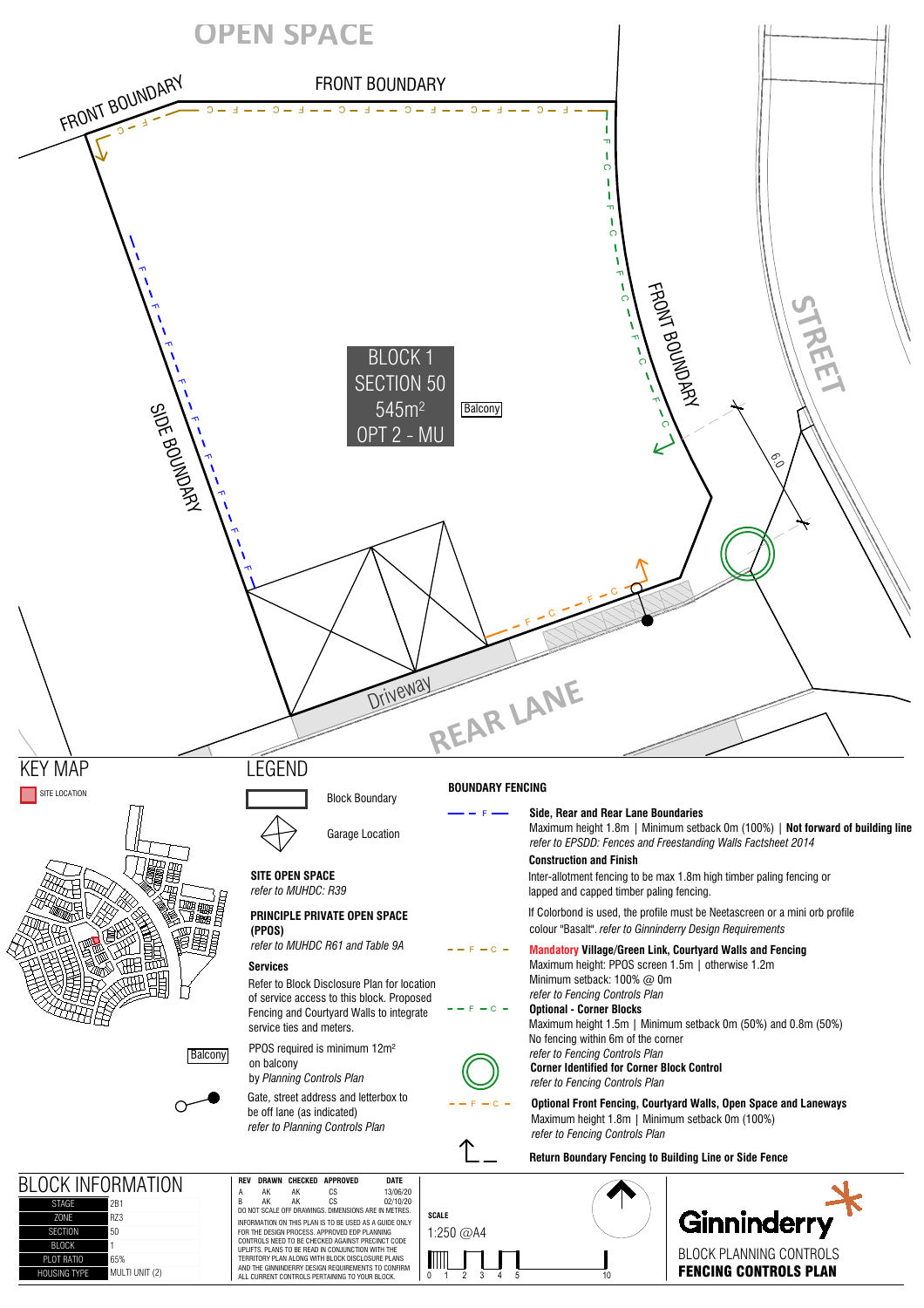OPEN SPACE

FRONT BOUNDARY

FRONT BOUNDARY

FRONT BOUNDARY

SIDE BOUNDARY

STREET

REAR LANE

Driveway

BLOCK 1
SECTION 50
545m²
OPT 2 - MU

Balcony

6.0

## KEY MAP

SITE LOCATION

## LEGEND

Block Boundary

Garage Location

**SITE OPEN SPACE**
*refer to MUHDC: R39*

**PRINCIPLE PRIVATE OPEN SPACE (PPOS)**
*refer to MUHDC R61 and Table 9A*

**Services**

Refer to Block Disclosure Plan for location of service access to this block. Proposed Fencing and Courtyard Walls to integrate service ties and meters.

Balcony — PPOS required is minimum 12m² on balcony by *Planning Controls Plan*

Gate, street address and letterbox to be off lane (as indicated) *refer to Planning Controls Plan*

**BOUNDARY FENCING**

**Side, Rear and Rear Lane Boundaries**
Maximum height 1.8m | Minimum setback 0m (100%) | **Not forward of building line**
*refer to EPSDD: Fences and Freestanding Walls Factsheet 2014*

**Construction and Finish**
Inter-allotment fencing to be max 1.8m high timber paling fencing or lapped and capped timber paling fencing.

If Colorbond is used, the profile must be Neetascreen or a mini orb profile colour "Basalt". *refer to Ginninderry Design Requirements*

**Mandatory Village/Green Link, Courtyard Walls and Fencing**
Maximum height: PPOS screen 1.5m | otherwise 1.2m
Minimum setback: 100% @ 0m
*refer to Fencing Controls Plan*

**Optional - Corner Blocks**
Maximum height 1.5m | Minimum setback 0m (50%) and 0.8m (50%)
No fencing within 6m of the corner
*refer to Fencing Controls Plan*

**Corner Identified for Corner Block Control**
*refer to Fencing Controls Plan*

**Optional Front Fencing, Courtyard Walls, Open Space and Laneways**
Maximum height 1.8m | Minimum setback 0m (100%)
*refer to Fencing Controls Plan*

**Return Boundary Fencing to Building Line or Side Fence**

## BLOCK INFORMATION

| | |
|---|---|
| STAGE | 2B1 |
| ZONE | RZ3 |
| SECTION | 50 |
| BLOCK | 1 |
| PLOT RATIO | 65% |
| HOUSING TYPE | MULTI UNIT (2) |

| REV | DRAWN | CHECKED | APPROVED | DATE |
|---|---|---|---|---|
| A | AK | AK | CS | 13/06/20 |
| B | AK | AK | CS | 02/10/20 |

DO NOT SCALE OFF DRAWINGS. DIMENSIONS ARE IN METRES.

INFORMATION ON THIS PLAN IS TO BE USED AS A GUIDE ONLY FOR THE DESIGN PROCESS. APPROVED EDP PLANNING CONTROLS NEED TO BE CHECKED AGAINST PRECINCT CODE UPLIFTS. PLANS TO BE READ IN CONJUNCTION WITH THE TERRITORY PLAN ALONG WITH BLOCK DISCLOSURE PLANS AND THE GINNINDERRY DESIGN REQUIREMENTS TO CONFIRM ALL CURRENT CONTROLS PERTAINING TO YOUR BLOCK.

**SCALE**
1:250 @A4

0 1 2 3 4 5 10

Ginninderry

BLOCK PLANNING CONTROLS
**FENCING CONTROLS PLAN**